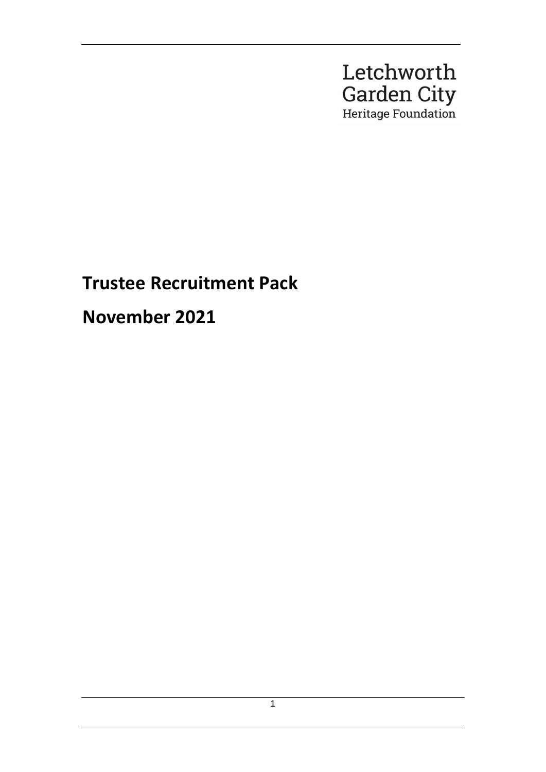Letchworth Garden City
Heritage Foundation

# Trustee Recruitment Pack

# November 2021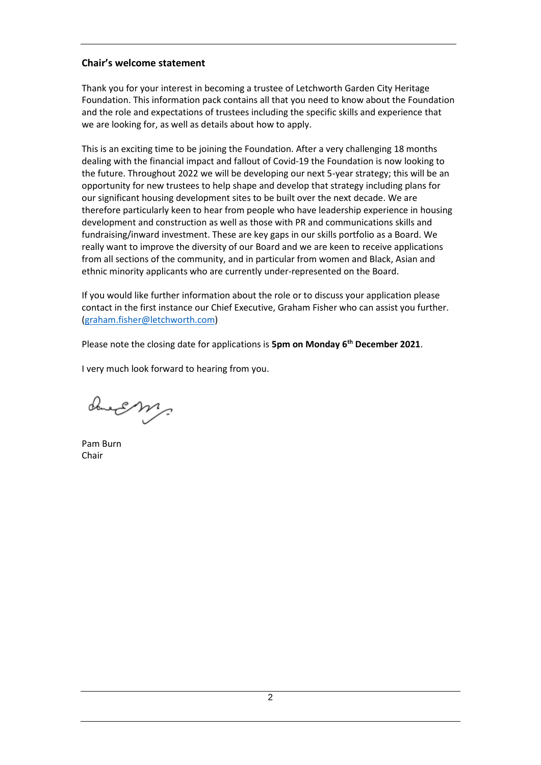## Chair's welcome statement

Thank you for your interest in becoming a trustee of Letchworth Garden City Heritage Foundation. This information pack contains all that you need to know about the Foundation and the role and expectations of trustees including the specific skills and experience that we are looking for, as well as details about how to apply.

This is an exciting time to be joining the Foundation. After a very challenging 18 months dealing with the financial impact and fallout of Covid-19 the Foundation is now looking to the future. Throughout 2022 we will be developing our next 5-year strategy; this will be an opportunity for new trustees to help shape and develop that strategy including plans for our significant housing development sites to be built over the next decade. We are therefore particularly keen to hear from people who have leadership experience in housing development and construction as well as those with PR and communications skills and fundraising/inward investment. These are key gaps in our skills portfolio as a Board. We really want to improve the diversity of our Board and we are keen to receive applications from all sections of the community, and in particular from women and Black, Asian and ethnic minority applicants who are currently under-represented on the Board.

If you would like further information about the role or to discuss your application please contact in the first instance our Chief Executive, Graham Fisher who can assist you further. (graham.fisher@letchworth.com)

Please note the closing date for applications is **5pm on Monday 6th December 2021**.

I very much look forward to hearing from you.

Pam Burn
Chair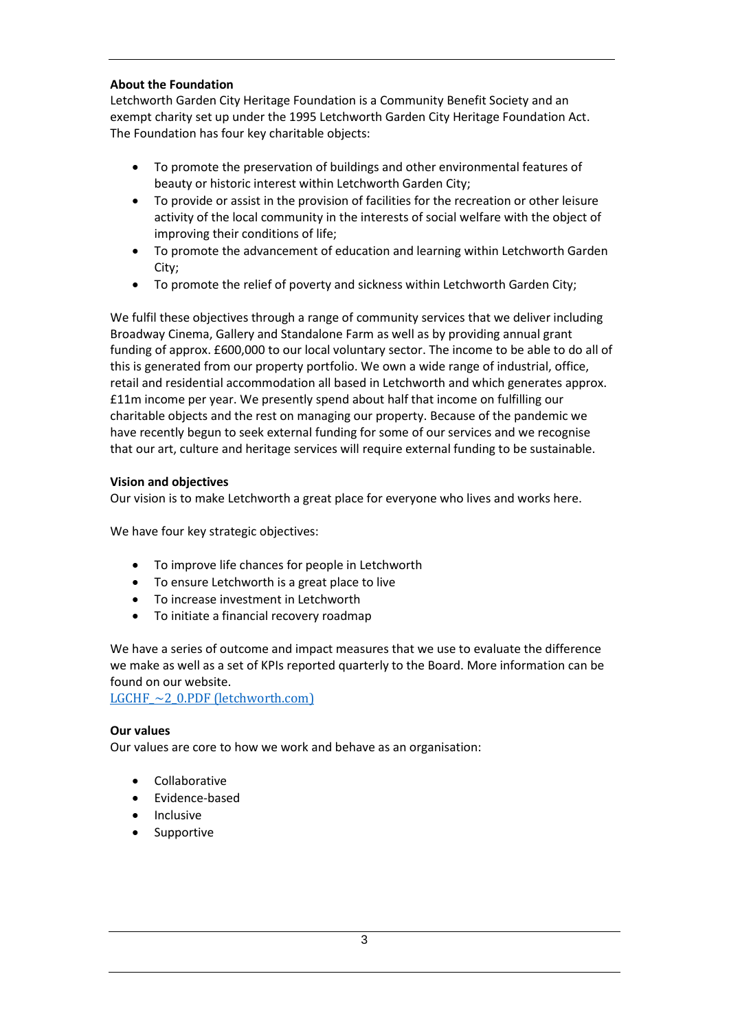**About the Foundation**

Letchworth Garden City Heritage Foundation is a Community Benefit Society and an exempt charity set up under the 1995 Letchworth Garden City Heritage Foundation Act. The Foundation has four key charitable objects:

- To promote the preservation of buildings and other environmental features of beauty or historic interest within Letchworth Garden City;
- To provide or assist in the provision of facilities for the recreation or other leisure activity of the local community in the interests of social welfare with the object of improving their conditions of life;
- To promote the advancement of education and learning within Letchworth Garden City;
- To promote the relief of poverty and sickness within Letchworth Garden City;

We fulfil these objectives through a range of community services that we deliver including Broadway Cinema, Gallery and Standalone Farm as well as by providing annual grant funding of approx. £600,000 to our local voluntary sector. The income to be able to do all of this is generated from our property portfolio. We own a wide range of industrial, office, retail and residential accommodation all based in Letchworth and which generates approx. £11m income per year. We presently spend about half that income on fulfilling our charitable objects and the rest on managing our property. Because of the pandemic we have recently begun to seek external funding for some of our services and we recognise that our art, culture and heritage services will require external funding to be sustainable.

**Vision and objectives**

Our vision is to make Letchworth a great place for everyone who lives and works here.

We have four key strategic objectives:

- To improve life chances for people in Letchworth
- To ensure Letchworth is a great place to live
- To increase investment in Letchworth
- To initiate a financial recovery roadmap

We have a series of outcome and impact measures that we use to evaluate the difference we make as well as a set of KPIs reported quarterly to the Board. More information can be found on our website.
LGCHF_~2_0.PDF (letchworth.com)

**Our values**

Our values are core to how we work and behave as an organisation:

- Collaborative
- Evidence-based
- Inclusive
- Supportive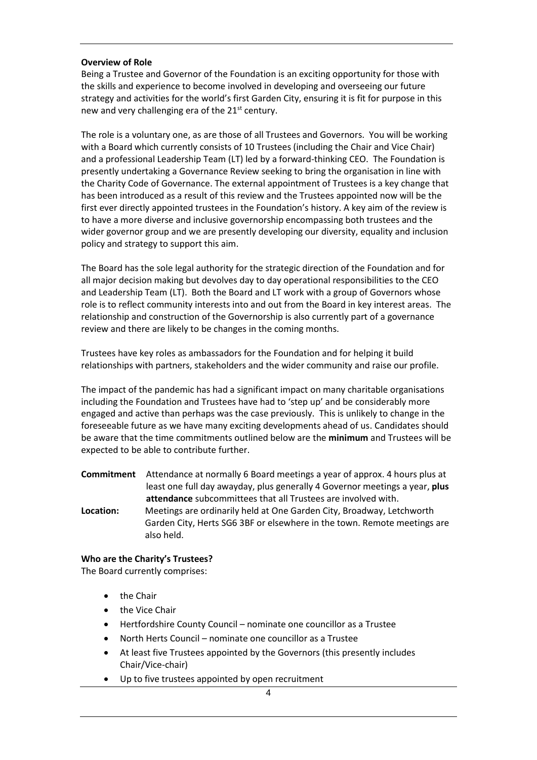**Overview of Role**

Being a Trustee and Governor of the Foundation is an exciting opportunity for those with the skills and experience to become involved in developing and overseeing our future strategy and activities for the world's first Garden City, ensuring it is fit for purpose in this new and very challenging era of the 21st century.

The role is a voluntary one, as are those of all Trustees and Governors. You will be working with a Board which currently consists of 10 Trustees (including the Chair and Vice Chair) and a professional Leadership Team (LT) led by a forward-thinking CEO. The Foundation is presently undertaking a Governance Review seeking to bring the organisation in line with the Charity Code of Governance. The external appointment of Trustees is a key change that has been introduced as a result of this review and the Trustees appointed now will be the first ever directly appointed trustees in the Foundation's history. A key aim of the review is to have a more diverse and inclusive governorship encompassing both trustees and the wider governor group and we are presently developing our diversity, equality and inclusion policy and strategy to support this aim.

The Board has the sole legal authority for the strategic direction of the Foundation and for all major decision making but devolves day to day operational responsibilities to the CEO and Leadership Team (LT). Both the Board and LT work with a group of Governors whose role is to reflect community interests into and out from the Board in key interest areas. The relationship and construction of the Governorship is also currently part of a governance review and there are likely to be changes in the coming months.

Trustees have key roles as ambassadors for the Foundation and for helping it build relationships with partners, stakeholders and the wider community and raise our profile.

The impact of the pandemic has had a significant impact on many charitable organisations including the Foundation and Trustees have had to 'step up' and be considerably more engaged and active than perhaps was the case previously. This is unlikely to change in the foreseeable future as we have many exciting developments ahead of us. Candidates should be aware that the time commitments outlined below are the **minimum** and Trustees will be expected to be able to contribute further.

**Commitment** Attendance at normally 6 Board meetings a year of approx. 4 hours plus at least one full day awayday, plus generally 4 Governor meetings a year, **plus attendance** subcommittees that all Trustees are involved with.

**Location:** Meetings are ordinarily held at One Garden City, Broadway, Letchworth Garden City, Herts SG6 3BF or elsewhere in the town. Remote meetings are also held.

**Who are the Charity's Trustees?**

The Board currently comprises:

- the Chair
- the Vice Chair
- Hertfordshire County Council – nominate one councillor as a Trustee
- North Herts Council – nominate one councillor as a Trustee
- At least five Trustees appointed by the Governors (this presently includes Chair/Vice-chair)
- Up to five trustees appointed by open recruitment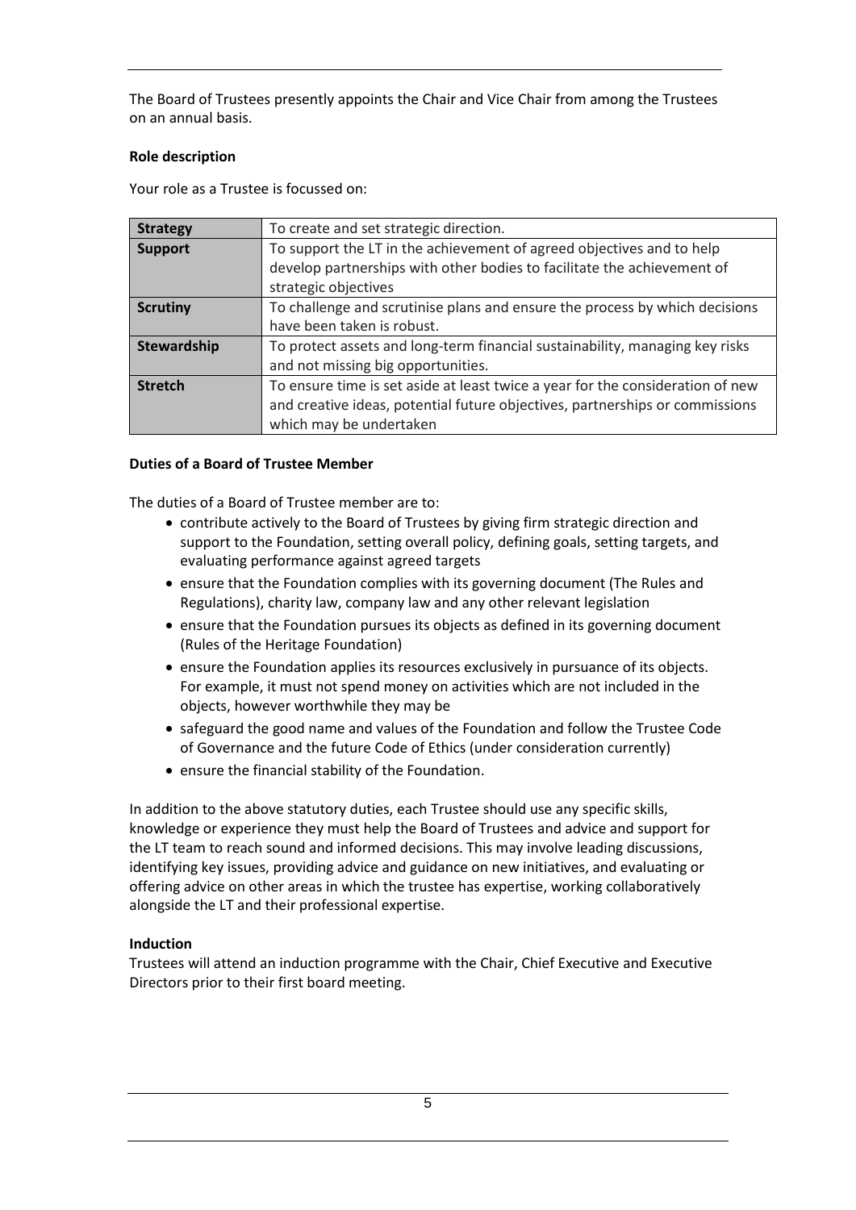The Board of Trustees presently appoints the Chair and Vice Chair from among the Trustees on an annual basis.

**Role description**

Your role as a Trustee is focussed on:

| | |
|---|---|
| **Strategy** | To create and set strategic direction. |
| **Support** | To support the LT in the achievement of agreed objectives and to help develop partnerships with other bodies to facilitate the achievement of strategic objectives |
| **Scrutiny** | To challenge and scrutinise plans and ensure the process by which decisions have been taken is robust. |
| **Stewardship** | To protect assets and long-term financial sustainability, managing key risks and not missing big opportunities. |
| **Stretch** | To ensure time is set aside at least twice a year for the consideration of new and creative ideas, potential future objectives, partnerships or commissions which may be undertaken |

**Duties of a Board of Trustee Member**

The duties of a Board of Trustee member are to:

- contribute actively to the Board of Trustees by giving firm strategic direction and support to the Foundation, setting overall policy, defining goals, setting targets, and evaluating performance against agreed targets
- ensure that the Foundation complies with its governing document (The Rules and Regulations), charity law, company law and any other relevant legislation
- ensure that the Foundation pursues its objects as defined in its governing document (Rules of the Heritage Foundation)
- ensure the Foundation applies its resources exclusively in pursuance of its objects. For example, it must not spend money on activities which are not included in the objects, however worthwhile they may be
- safeguard the good name and values of the Foundation and follow the Trustee Code of Governance and the future Code of Ethics (under consideration currently)
- ensure the financial stability of the Foundation.

In addition to the above statutory duties, each Trustee should use any specific skills, knowledge or experience they must help the Board of Trustees and advice and support for the LT team to reach sound and informed decisions. This may involve leading discussions, identifying key issues, providing advice and guidance on new initiatives, and evaluating or offering advice on other areas in which the trustee has expertise, working collaboratively alongside the LT and their professional expertise.

**Induction**

Trustees will attend an induction programme with the Chair, Chief Executive and Executive Directors prior to their first board meeting.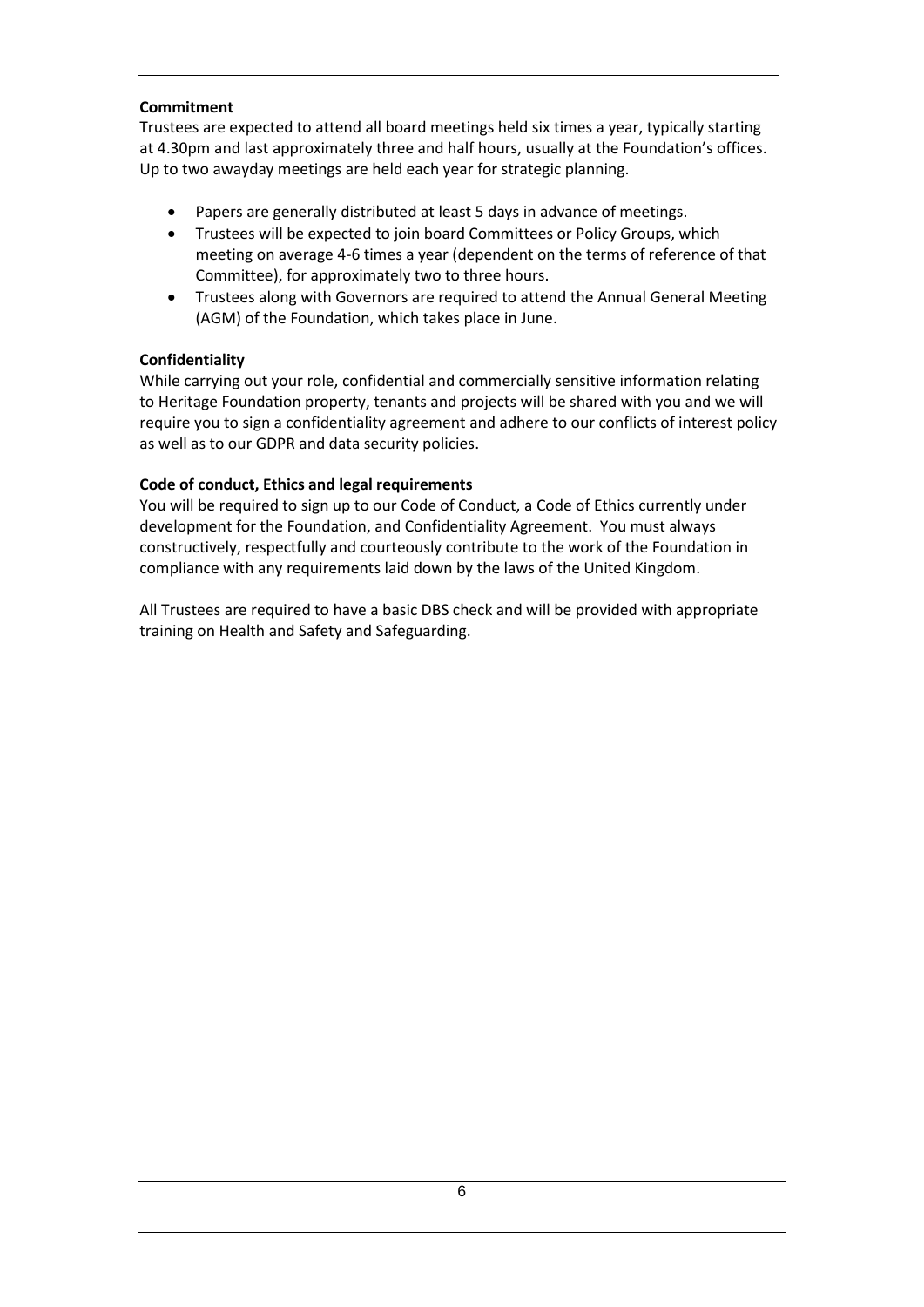**Commitment**

Trustees are expected to attend all board meetings held six times a year, typically starting at 4.30pm and last approximately three and half hours, usually at the Foundation's offices. Up to two awayday meetings are held each year for strategic planning.

- Papers are generally distributed at least 5 days in advance of meetings.
- Trustees will be expected to join board Committees or Policy Groups, which meeting on average 4-6 times a year (dependent on the terms of reference of that Committee), for approximately two to three hours.
- Trustees along with Governors are required to attend the Annual General Meeting (AGM) of the Foundation, which takes place in June.

**Confidentiality**

While carrying out your role, confidential and commercially sensitive information relating to Heritage Foundation property, tenants and projects will be shared with you and we will require you to sign a confidentiality agreement and adhere to our conflicts of interest policy as well as to our GDPR and data security policies.

**Code of conduct, Ethics and legal requirements**

You will be required to sign up to our Code of Conduct, a Code of Ethics currently under development for the Foundation, and Confidentiality Agreement. You must always constructively, respectfully and courteously contribute to the work of the Foundation in compliance with any requirements laid down by the laws of the United Kingdom.

All Trustees are required to have a basic DBS check and will be provided with appropriate training on Health and Safety and Safeguarding.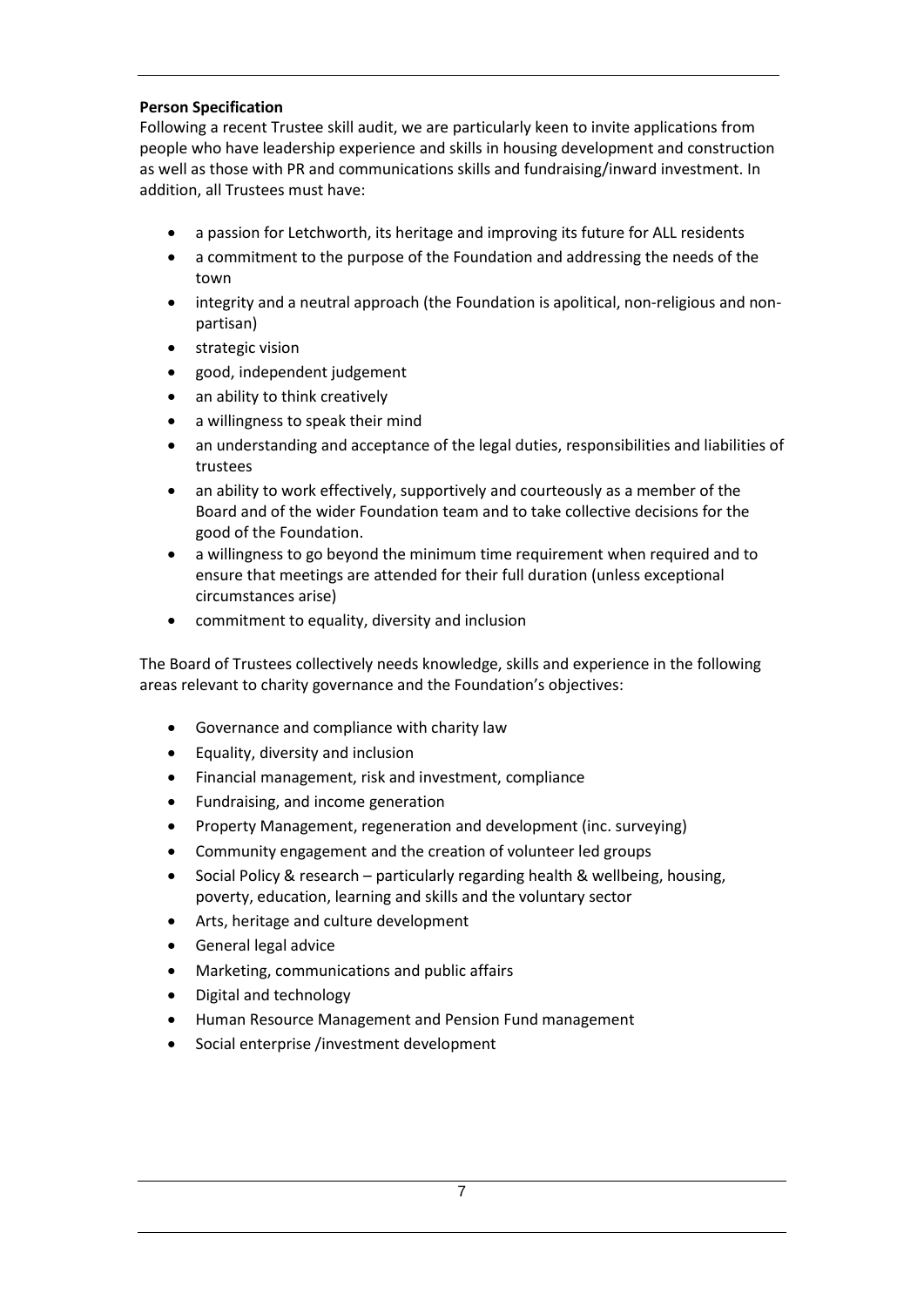**Person Specification**

Following a recent Trustee skill audit, we are particularly keen to invite applications from people who have leadership experience and skills in housing development and construction as well as those with PR and communications skills and fundraising/inward investment. In addition, all Trustees must have:

- a passion for Letchworth, its heritage and improving its future for ALL residents
- a commitment to the purpose of the Foundation and addressing the needs of the town
- integrity and a neutral approach (the Foundation is apolitical, non-religious and non-partisan)
- strategic vision
- good, independent judgement
- an ability to think creatively
- a willingness to speak their mind
- an understanding and acceptance of the legal duties, responsibilities and liabilities of trustees
- an ability to work effectively, supportively and courteously as a member of the Board and of the wider Foundation team and to take collective decisions for the good of the Foundation.
- a willingness to go beyond the minimum time requirement when required and to ensure that meetings are attended for their full duration (unless exceptional circumstances arise)
- commitment to equality, diversity and inclusion

The Board of Trustees collectively needs knowledge, skills and experience in the following areas relevant to charity governance and the Foundation's objectives:

- Governance and compliance with charity law
- Equality, diversity and inclusion
- Financial management, risk and investment, compliance
- Fundraising, and income generation
- Property Management, regeneration and development (inc. surveying)
- Community engagement and the creation of volunteer led groups
- Social Policy & research – particularly regarding health & wellbeing, housing, poverty, education, learning and skills and the voluntary sector
- Arts, heritage and culture development
- General legal advice
- Marketing, communications and public affairs
- Digital and technology
- Human Resource Management and Pension Fund management
- Social enterprise /investment development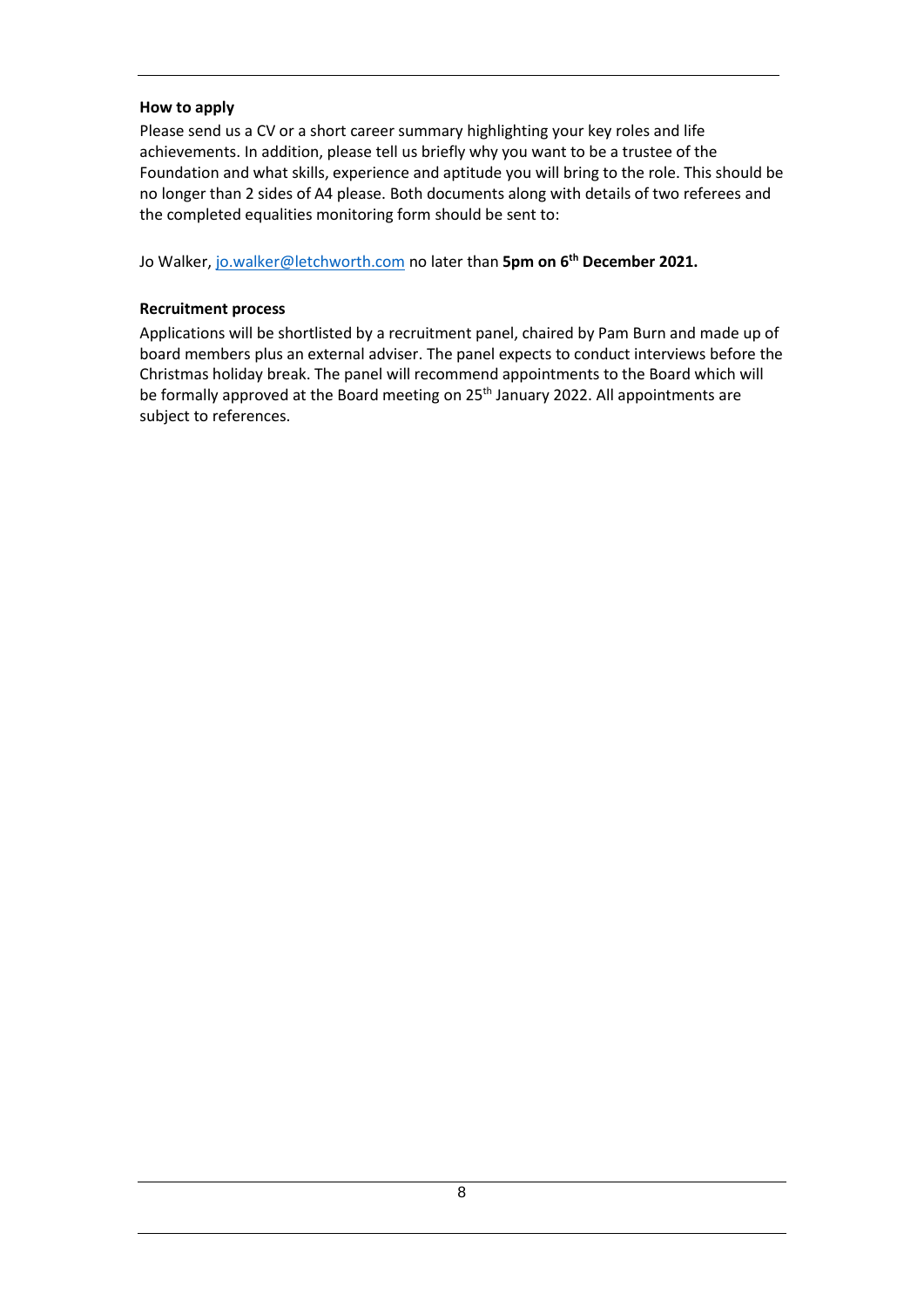**How to apply**

Please send us a CV or a short career summary highlighting your key roles and life achievements. In addition, please tell us briefly why you want to be a trustee of the Foundation and what skills, experience and aptitude you will bring to the role. This should be no longer than 2 sides of A4 please. Both documents along with details of two referees and the completed equalities monitoring form should be sent to:

Jo Walker, jo.walker@letchworth.com no later than **5pm on 6th December 2021.**

**Recruitment process**

Applications will be shortlisted by a recruitment panel, chaired by Pam Burn and made up of board members plus an external adviser. The panel expects to conduct interviews before the Christmas holiday break. The panel will recommend appointments to the Board which will be formally approved at the Board meeting on 25th January 2022. All appointments are subject to references.